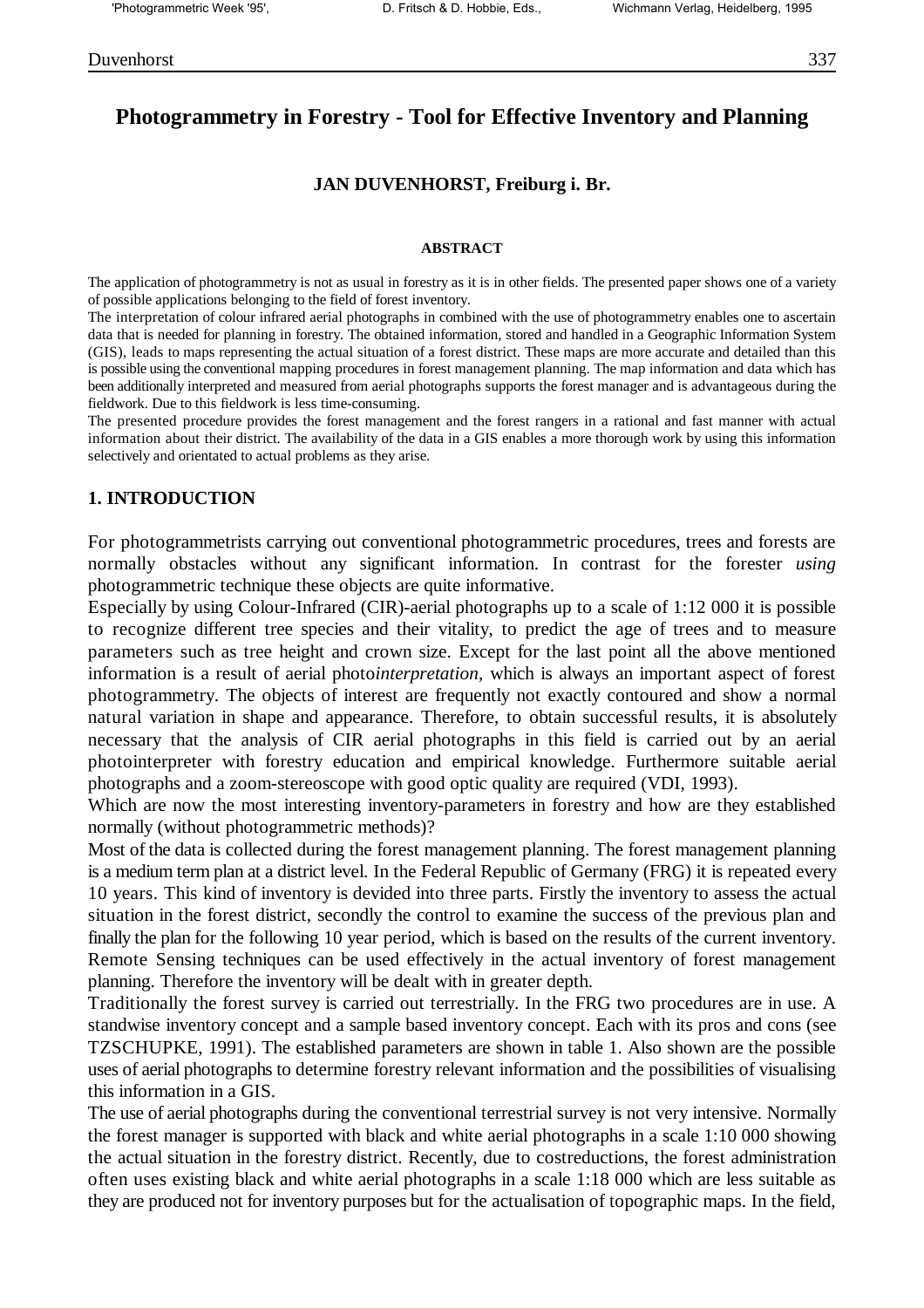# Photogrammetry in Forestry - Tool for Effective Inventory and Planning

**JAN DUVENHORST, Freiburg i. Br.**

**ABSTRACT**

The application of photogrammetry is not as usual in forestry as it is in other fields. The presented paper shows one of a variety of possible applications belonging to the field of forest inventory.

The interpretation of colour infrared aerial photographs in combined with the use of photogrammetry enables one to ascertain data that is needed for planning in forestry. The obtained information, stored and handled in a Geographic Information System (GIS), leads to maps representing the actual situation of a forest district. These maps are more accurate and detailed than this is possible using the conventional mapping procedures in forest management planning. The map information and data which has been additionally interpreted and measured from aerial photographs supports the forest manager and is advantageous during the fieldwork. Due to this fieldwork is less time-consuming.

The presented procedure provides the forest management and the forest rangers in a rational and fast manner with actual information about their district. The availability of the data in a GIS enables a more thorough work by using this information selectively and orientated to actual problems as they arise.

## 1. INTRODUCTION

For photogrammetrists carrying out conventional photogrammetric procedures, trees and forests are normally obstacles without any significant information. In contrast for the forester *using* photogrammetric technique these objects are quite informative.

Especially by using Colour-Infrared (CIR)-aerial photographs up to a scale of 1:12 000 it is possible to recognize different tree species and their vitality, to predict the age of trees and to measure parameters such as tree height and crown size. Except for the last point all the above mentioned information is a result of aerial photo*interpretation*, which is always an important aspect of forest photogrammetry. The objects of interest are frequently not exactly contoured and show a normal natural variation in shape and appearance. Therefore, to obtain successful results, it is absolutely necessary that the analysis of CIR aerial photographs in this field is carried out by an aerial photointerpreter with forestry education and empirical knowledge. Furthermore suitable aerial photographs and a zoom-stereoscope with good optic quality are required (VDI, 1993).

Which are now the most interesting inventory-parameters in forestry and how are they established normally (without photogrammetric methods)?

Most of the data is collected during the forest management planning. The forest management planning is a medium term plan at a district level. In the Federal Republic of Germany (FRG) it is repeated every 10 years. This kind of inventory is devided into three parts. Firstly the inventory to assess the actual situation in the forest district, secondly the control to examine the success of the previous plan and finally the plan for the following 10 year period, which is based on the results of the current inventory. Remote Sensing techniques can be used effectively in the actual inventory of forest management planning. Therefore the inventory will be dealt with in greater depth.

Traditionally the forest survey is carried out terrestrially. In the FRG two procedures are in use. A standwise inventory concept and a sample based inventory concept. Each with its pros and cons (see TZSCHUPKE, 1991). The established parameters are shown in table 1. Also shown are the possible uses of aerial photographs to determine forestry relevant information and the possibilities of visualising this information in a GIS.

The use of aerial photographs during the conventional terrestrial survey is not very intensive. Normally the forest manager is supported with black and white aerial photographs in a scale 1:10 000 showing the actual situation in the forestry district. Recently, due to costreductions, the forest administration often uses existing black and white aerial photographs in a scale 1:18 000 which are less suitable as they are produced not for inventory purposes but for the actualisation of topographic maps. In the field,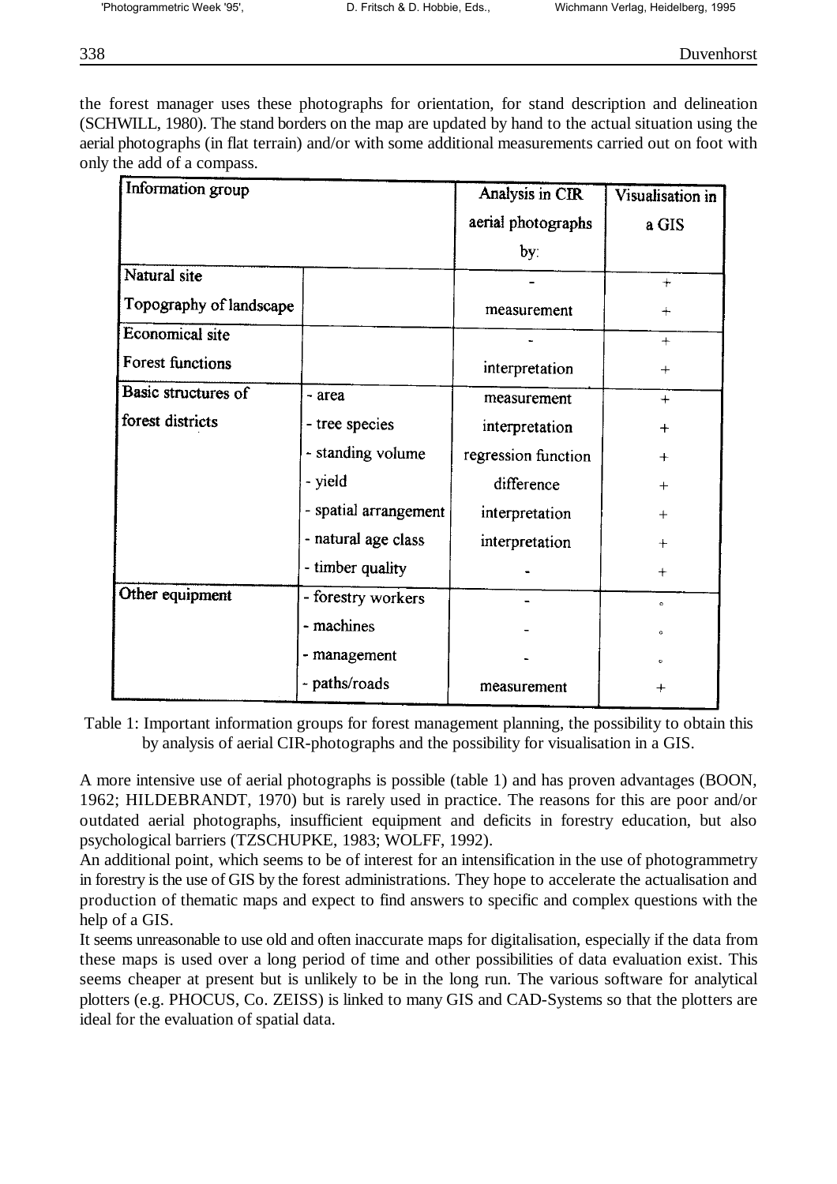the forest manager uses these photographs for orientation, for stand description and delineation (SCHWILL, 1980). The stand borders on the map are updated by hand to the actual situation using the aerial photographs (in flat terrain) and/or with some additional measurements carried out on foot with only the add of a compass.

| Information group | | Analysis in CIR aerial photographs by: | Visualisation in a GIS |
|---|---|---|---|
| Natural site | | - | + |
| Topography of landscape | | measurement | + |
| Economical site | | - | + |
| Forest functions | | interpretation | + |
| Basic structures of forest districts | - area | measurement | + |
| | - tree species | interpretation | + |
| | - standing volume | regression function | + |
| | - yield | difference | + |
| | - spatial arrangement | interpretation | + |
| | - natural age class | interpretation | + |
| | - timber quality | - | + |
| Other equipment | - forestry workers | - | ° |
| | - machines | - | ° |
| | - management | - | ° |
| | - paths/roads | measurement | + |

Table 1: Important information groups for forest management planning, the possibility to obtain this by analysis of aerial CIR-photographs and the possibility for visualisation in a GIS.

A more intensive use of aerial photographs is possible (table 1) and has proven advantages (BOON, 1962; HILDEBRANDT, 1970) but is rarely used in practice. The reasons for this are poor and/or outdated aerial photographs, insufficient equipment and deficits in forestry education, but also psychological barriers (TZSCHUPKE, 1983; WOLFF, 1992).

An additional point, which seems to be of interest for an intensification in the use of photogrammetry in forestry is the use of GIS by the forest administrations. They hope to accelerate the actualisation and production of thematic maps and expect to find answers to specific and complex questions with the help of a GIS.

It seems unreasonable to use old and often inaccurate maps for digitalisation, especially if the data from these maps is used over a long period of time and other possibilities of data evaluation exist. This seems cheaper at present but is unlikely to be in the long run. The various software for analytical plotters (e.g. PHOCUS, Co. ZEISS) is linked to many GIS and CAD-Systems so that the plotters are ideal for the evaluation of spatial data.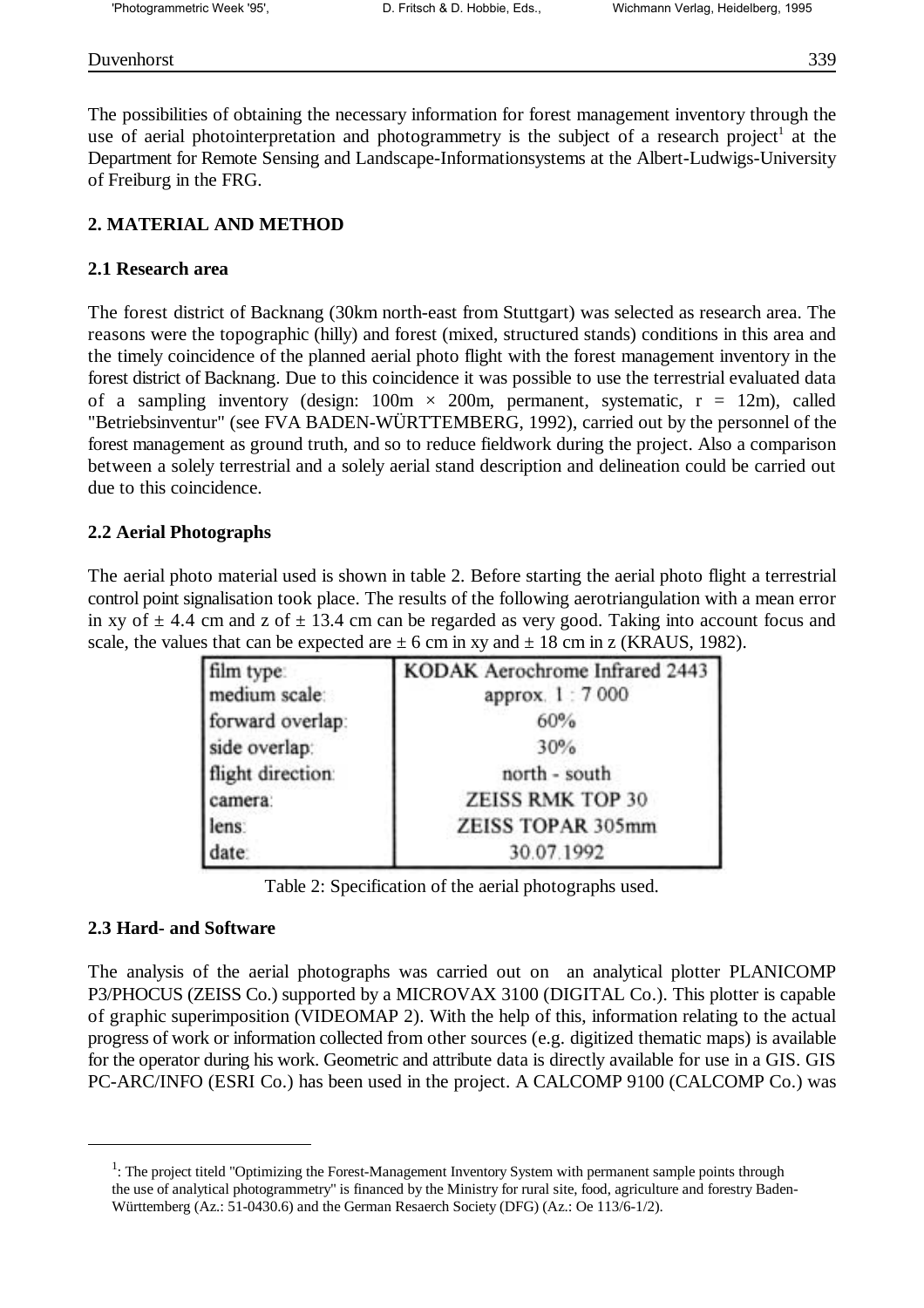The possibilities of obtaining the necessary information for forest management inventory through the use of aerial photointerpretation and photogrammetry is the subject of a research project[1] at the Department for Remote Sensing and Landscape-Informationsystems at the Albert-Ludwigs-University of Freiburg in the FRG.

## 2. MATERIAL AND METHOD

### 2.1 Research area

The forest district of Backnang (30km north-east from Stuttgart) was selected as research area. The reasons were the topographic (hilly) and forest (mixed, structured stands) conditions in this area and the timely coincidence of the planned aerial photo flight with the forest management inventory in the forest district of Backnang. Due to this coincidence it was possible to use the terrestrial evaluated data of a sampling inventory (design: 100m × 200m, permanent, systematic, r = 12m), called "Betriebsinventur" (see FVA BADEN-WÜRTTEMBERG, 1992), carried out by the personnel of the forest management as ground truth, and so to reduce fieldwork during the project. Also a comparison between a solely terrestrial and a solely aerial stand description and delineation could be carried out due to this coincidence.

### 2.2 Aerial Photographs

The aerial photo material used is shown in table 2. Before starting the aerial photo flight a terrestrial control point signalisation took place. The results of the following aerotriangulation with a mean error in xy of ± 4.4 cm and z of ± 13.4 cm can be regarded as very good. Taking into account focus and scale, the values that can be expected are ± 6 cm in xy and ± 18 cm in z (KRAUS, 1982).

| | |
|---|---|
| film type: | KODAK Aerochrome Infrared 2443 |
| medium scale: | approx. 1 : 7 000 |
| forward overlap: | 60% |
| side overlap: | 30% |
| flight direction: | north - south |
| camera: | ZEISS RMK TOP 30 |
| lens: | ZEISS TOPAR 305mm |
| date: | 30.07.1992 |

Table 2: Specification of the aerial photographs used.

### 2.3 Hard- and Software

The analysis of the aerial photographs was carried out on an analytical plotter PLANICOMP P3/PHOCUS (ZEISS Co.) supported by a MICROVAX 3100 (DIGITAL Co.). This plotter is capable of graphic superimposition (VIDEOMAP 2). With the help of this, information relating to the actual progress of work or information collected from other sources (e.g. digitized thematic maps) is available for the operator during his work. Geometric and attribute data is directly available for use in a GIS. GIS PC-ARC/INFO (ESRI Co.) has been used in the project. A CALCOMP 9100 (CALCOMP Co.) was

---

[1]: The project titeld "Optimizing the Forest-Management Inventory System with permanent sample points through the use of analytical photogrammetry" is financed by the Ministry for rural site, food, agriculture and forestry Baden-Württemberg (Az.: 51-0430.6) and the German Resaerch Society (DFG) (Az.: Oe 113/6-1/2).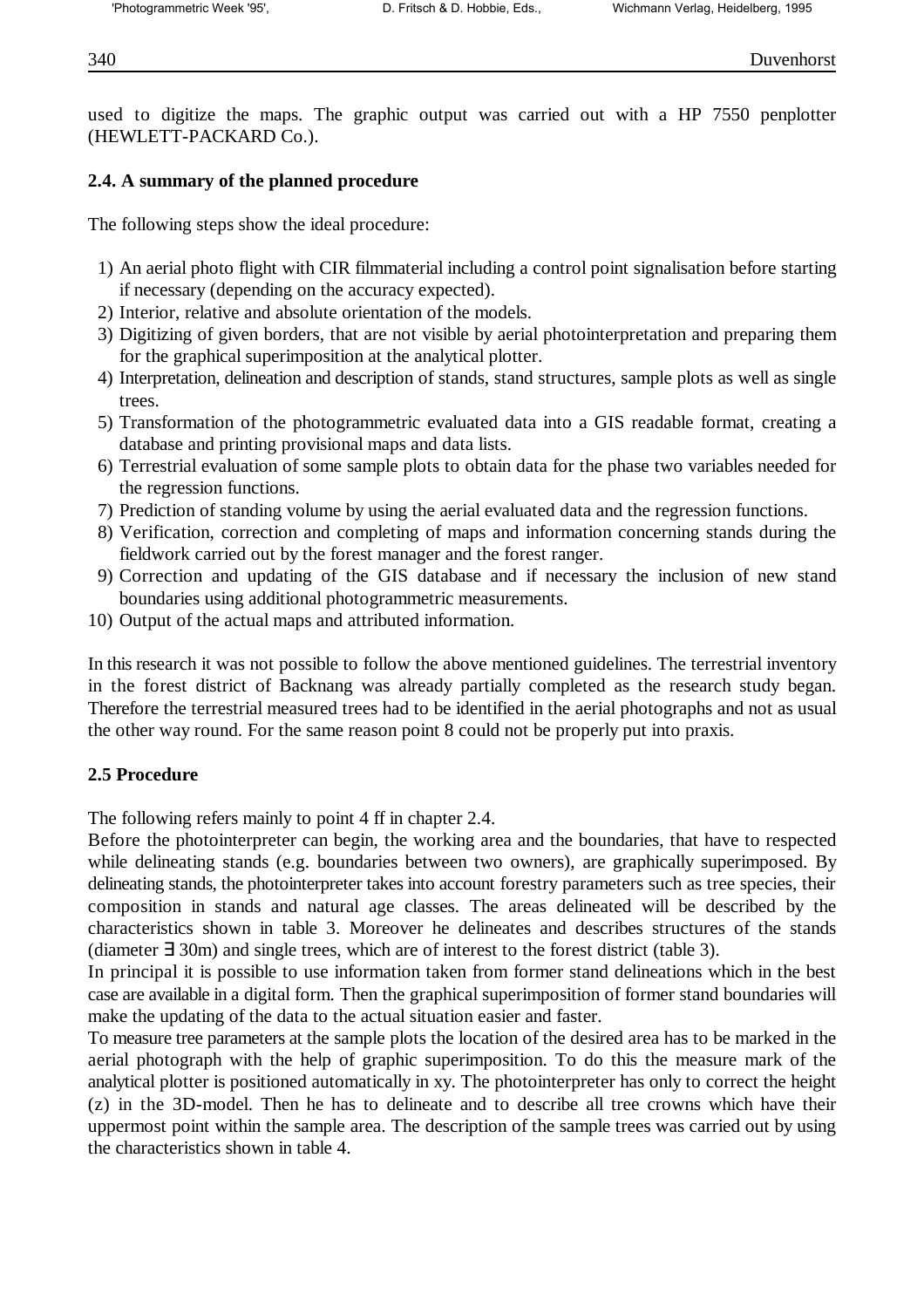used to digitize the maps. The graphic output was carried out with a HP 7550 penplotter (HEWLETT-PACKARD Co.).

### 2.4. A summary of the planned procedure

The following steps show the ideal procedure:

1) An aerial photo flight with CIR filmmaterial including a control point signalisation before starting if necessary (depending on the accuracy expected).
2) Interior, relative and absolute orientation of the models.
3) Digitizing of given borders, that are not visible by aerial photointerpretation and preparing them for the graphical superimposition at the analytical plotter.
4) Interpretation, delineation and description of stands, stand structures, sample plots as well as single trees.
5) Transformation of the photogrammetric evaluated data into a GIS readable format, creating a database and printing provisional maps and data lists.
6) Terrestrial evaluation of some sample plots to obtain data for the phase two variables needed for the regression functions.
7) Prediction of standing volume by using the aerial evaluated data and the regression functions.
8) Verification, correction and completing of maps and information concerning stands during the fieldwork carried out by the forest manager and the forest ranger.
9) Correction and updating of the GIS database and if necessary the inclusion of new stand boundaries using additional photogrammetric measurements.
10) Output of the actual maps and attributed information.

In this research it was not possible to follow the above mentioned guidelines. The terrestrial inventory in the forest district of Backnang was already partially completed as the research study began. Therefore the terrestrial measured trees had to be identified in the aerial photographs and not as usual the other way round. For the same reason point 8 could not be properly put into praxis.

### 2.5 Procedure

The following refers mainly to point 4 ff in chapter 2.4.

Before the photointerpreter can begin, the working area and the boundaries, that have to respected while delineating stands (e.g. boundaries between two owners), are graphically superimposed. By delineating stands, the photointerpreter takes into account forestry parameters such as tree species, their composition in stands and natural age classes. The areas delineated will be described by the characteristics shown in table 3. Moreover he delineates and describes structures of the stands (diameter ∃ 30m) and single trees, which are of interest to the forest district (table 3).

In principal it is possible to use information taken from former stand delineations which in the best case are available in a digital form. Then the graphical superimposition of former stand boundaries will make the updating of the data to the actual situation easier and faster.

To measure tree parameters at the sample plots the location of the desired area has to be marked in the aerial photograph with the help of graphic superimposition. To do this the measure mark of the analytical plotter is positioned automatically in xy. The photointerpreter has only to correct the height (z) in the 3D-model. Then he has to delineate and to describe all tree crowns which have their uppermost point within the sample area. The description of the sample trees was carried out by using the characteristics shown in table 4.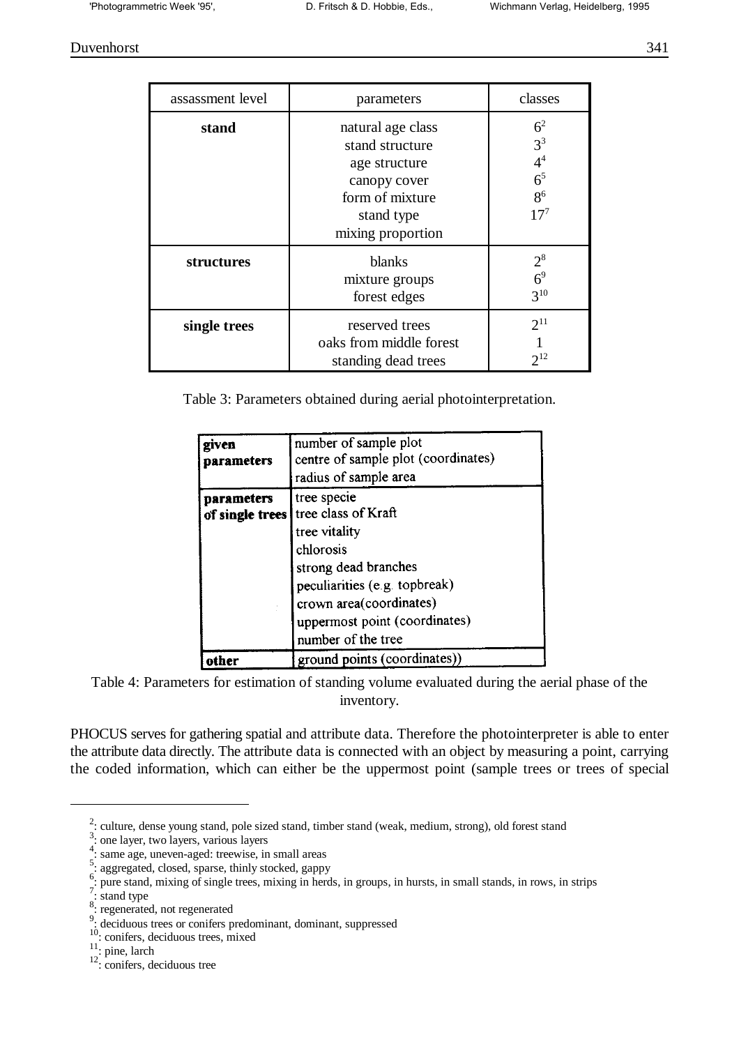| assassment level | parameters | classes |
|---|---|---|
| **stand** | natural age class<br>stand structure<br>age structure<br>canopy cover<br>form of mixture<br>stand type<br>mixing proportion | 6[2]<br>3[3]<br>4[4]<br>6[5]<br>8[6]<br>17[7] |
| **structures** | blanks<br>mixture groups<br>forest edges | 2[8]<br>6[9]<br>3[10] |
| **single trees** | reserved trees<br>oaks from middle forest<br>standing dead trees | 2[11]<br>1<br>2[12] |

Table 3: Parameters obtained during aerial photointerpretation.

| | |
|---|---|
| **given parameters** | number of sample plot<br>centre of sample plot (coordinates)<br>radius of sample area |
| **parameters of single trees** | tree specie<br>tree class of Kraft<br>tree vitality<br>chlorosis<br>strong dead branches<br>peculiarities (e.g. topbreak)<br>crown area(coordinates)<br>uppermost point (coordinates)<br>number of the tree |
| **other** | ground points (coordinates)) |

Table 4: Parameters for estimation of standing volume evaluated during the aerial phase of the inventory.

PHOCUS serves for gathering spatial and attribute data. Therefore the photointerpreter is able to enter the attribute data directly. The attribute data is connected with an object by measuring a point, carrying the coded information, which can either be the uppermost point (sample trees or trees of special

---

[2]: culture, dense young stand, pole sized stand, timber stand (weak, medium, strong), old forest stand
[3]: one layer, two layers, various layers
[4]: same age, uneven-aged: treewise, in small areas
[5]: aggregated, closed, sparse, thinly stocked, gappy
[6]: pure stand, mixing of single trees, mixing in herds, in groups, in hursts, in small stands, in rows, in strips
[7]: stand type
[8]: regenerated, not regenerated
[9]: deciduous trees or conifers predominant, dominant, suppressed
[10]: conifers, deciduous trees, mixed
[11]: pine, larch
[12]: conifers, deciduous tree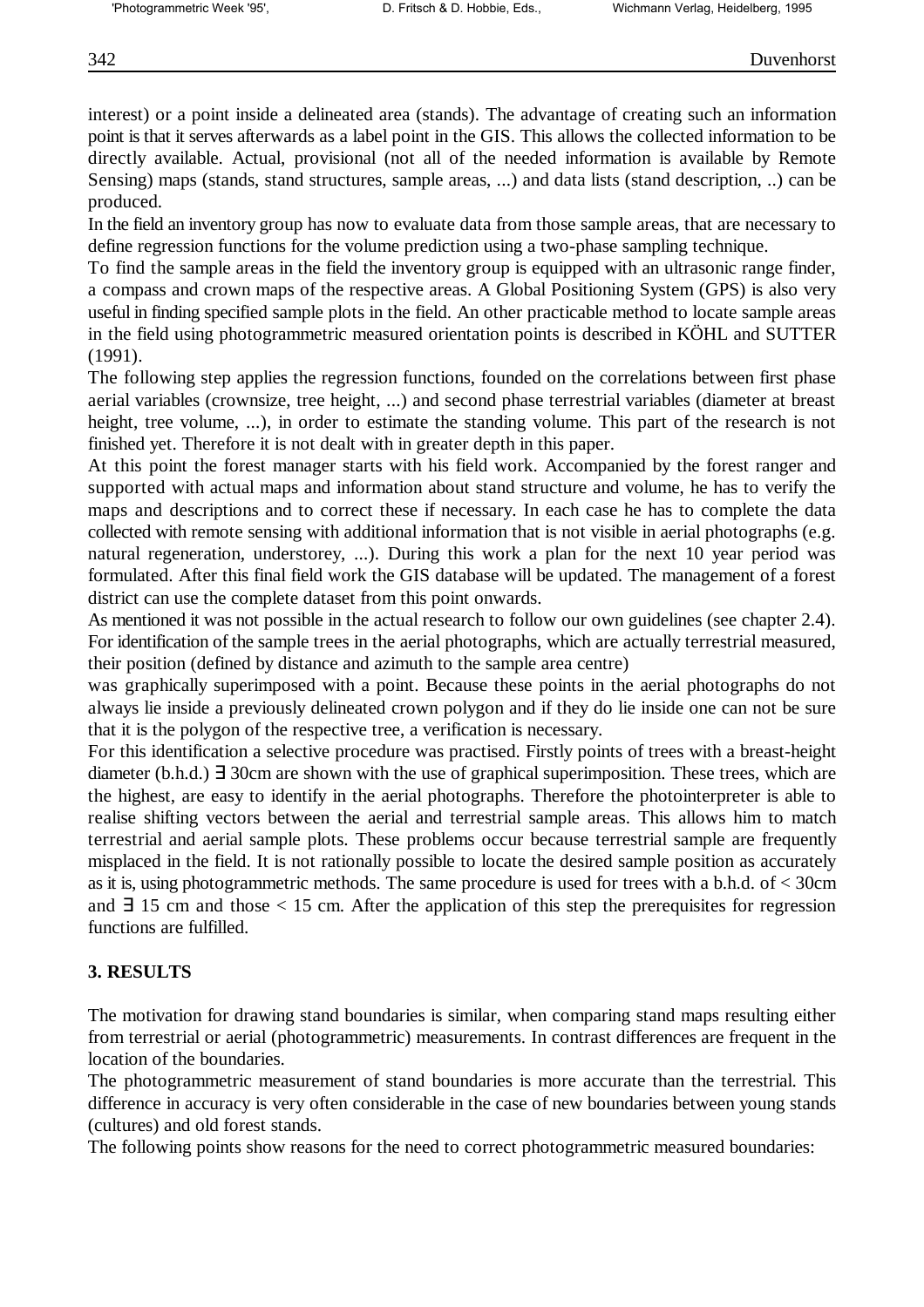interest) or a point inside a delineated area (stands). The advantage of creating such an information point is that it serves afterwards as a label point in the GIS. This allows the collected information to be directly available. Actual, provisional (not all of the needed information is available by Remote Sensing) maps (stands, stand structures, sample areas, ...) and data lists (stand description, ..) can be produced.

In the field an inventory group has now to evaluate data from those sample areas, that are necessary to define regression functions for the volume prediction using a two-phase sampling technique.

To find the sample areas in the field the inventory group is equipped with an ultrasonic range finder, a compass and crown maps of the respective areas. A Global Positioning System (GPS) is also very useful in finding specified sample plots in the field. An other practicable method to locate sample areas in the field using photogrammetric measured orientation points is described in KÖHL and SUTTER (1991).

The following step applies the regression functions, founded on the correlations between first phase aerial variables (crownsize, tree height, ...) and second phase terrestrial variables (diameter at breast height, tree volume, ...), in order to estimate the standing volume. This part of the research is not finished yet. Therefore it is not dealt with in greater depth in this paper.

At this point the forest manager starts with his field work. Accompanied by the forest ranger and supported with actual maps and information about stand structure and volume, he has to verify the maps and descriptions and to correct these if necessary. In each case he has to complete the data collected with remote sensing with additional information that is not visible in aerial photographs (e.g. natural regeneration, understorey, ...). During this work a plan for the next 10 year period was formulated. After this final field work the GIS database will be updated. The management of a forest district can use the complete dataset from this point onwards.

As mentioned it was not possible in the actual research to follow our own guidelines (see chapter 2.4). For identification of the sample trees in the aerial photographs, which are actually terrestrial measured, their position (defined by distance and azimuth to the sample area centre)

was graphically superimposed with a point. Because these points in the aerial photographs do not always lie inside a previously delineated crown polygon and if they do lie inside one can not be sure that it is the polygon of the respective tree, a verification is necessary.

For this identification a selective procedure was practised. Firstly points of trees with a breast-height diameter (b.h.d.) ∃ 30cm are shown with the use of graphical superimposition. These trees, which are the highest, are easy to identify in the aerial photographs. Therefore the photointerpreter is able to realise shifting vectors between the aerial and terrestrial sample areas. This allows him to match terrestrial and aerial sample plots. These problems occur because terrestrial sample are frequently misplaced in the field. It is not rationally possible to locate the desired sample position as accurately as it is, using photogrammetric methods. The same procedure is used for trees with a b.h.d. of < 30cm and ∃ 15 cm and those < 15 cm. After the application of this step the prerequisites for regression functions are fulfilled.

## 3. RESULTS

The motivation for drawing stand boundaries is similar, when comparing stand maps resulting either from terrestrial or aerial (photogrammetric) measurements. In contrast differences are frequent in the location of the boundaries.

The photogrammetric measurement of stand boundaries is more accurate than the terrestrial. This difference in accuracy is very often considerable in the case of new boundaries between young stands (cultures) and old forest stands.

The following points show reasons for the need to correct photogrammetric measured boundaries: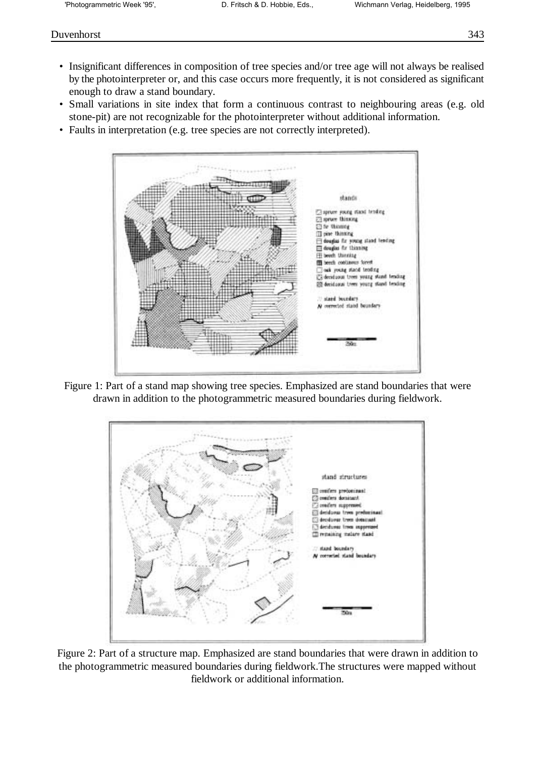- Insignificant differences in composition of tree species and/or tree age will not always be realised by the photointerpreter or, and this case occurs more frequently, it is not considered as significant enough to draw a stand boundary.
- Small variations in site index that form a continuous contrast to neighbouring areas (e.g. old stone-pit) are not recognizable for the photointerpreter without additional information.
- Faults in interpretation (e.g. tree species are not correctly interpreted).

Figure 1: Part of a stand map showing tree species. Emphasized are stand boundaries that were drawn in addition to the photogrammetric measured boundaries during fieldwork.

Figure 2: Part of a structure map. Emphasized are stand boundaries that were drawn in addition to the photogrammetric measured boundaries during fieldwork.The structures were mapped without fieldwork or additional information.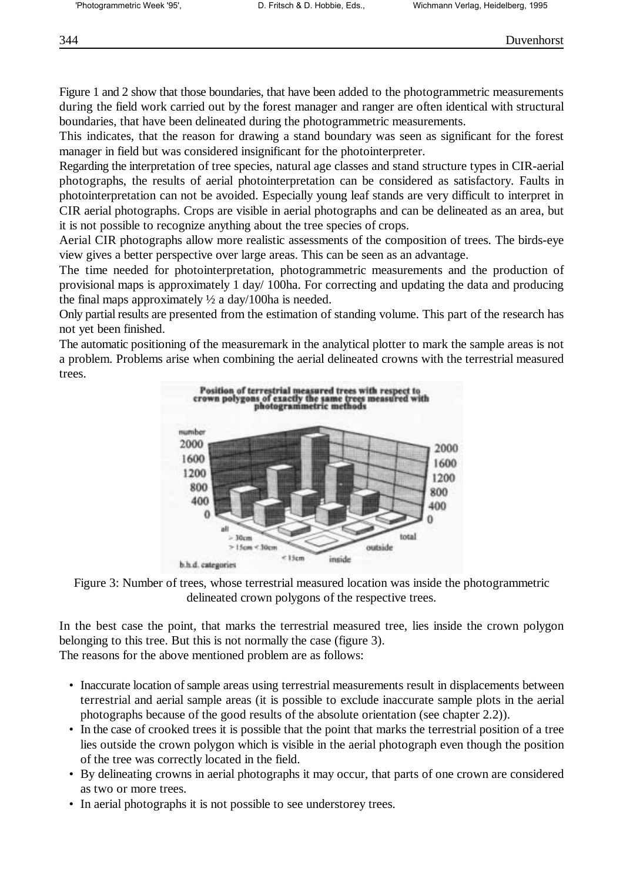Figure 1 and 2 show that those boundaries, that have been added to the photogrammetric measurements during the field work carried out by the forest manager and ranger are often identical with structural boundaries, that have been delineated during the photogrammetric measurements.

This indicates, that the reason for drawing a stand boundary was seen as significant for the forest manager in field but was considered insignificant for the photointerpreter.

Regarding the interpretation of tree species, natural age classes and stand structure types in CIR-aerial photographs, the results of aerial photointerpretation can be considered as satisfactory. Faults in photointerpretation can not be avoided. Especially young leaf stands are very difficult to interpret in CIR aerial photographs. Crops are visible in aerial photographs and can be delineated as an area, but it is not possible to recognize anything about the tree species of crops.

Aerial CIR photographs allow more realistic assessments of the composition of trees. The birds-eye view gives a better perspective over large areas. This can be seen as an advantage.

The time needed for photointerpretation, photogrammetric measurements and the production of provisional maps is approximately 1 day/ 100ha. For correcting and updating the data and producing the final maps approximately ½ a day/100ha is needed.

Only partial results are presented from the estimation of standing volume. This part of the research has not yet been finished.

The automatic positioning of the measuremark in the analytical plotter to mark the sample areas is not a problem. Problems arise when combining the aerial delineated crowns with the terrestrial measured trees.

Figure 3: Number of trees, whose terrestrial measured location was inside the photogrammetric delineated crown polygons of the respective trees.

In the best case the point, that marks the terrestrial measured tree, lies inside the crown polygon belonging to this tree. But this is not normally the case (figure 3).

The reasons for the above mentioned problem are as follows:

- Inaccurate location of sample areas using terrestrial measurements result in displacements between terrestrial and aerial sample areas (it is possible to exclude inaccurate sample plots in the aerial photographs because of the good results of the absolute orientation (see chapter 2.2)).
- In the case of crooked trees it is possible that the point that marks the terrestrial position of a tree lies outside the crown polygon which is visible in the aerial photograph even though the position of the tree was correctly located in the field.
- By delineating crowns in aerial photographs it may occur, that parts of one crown are considered as two or more trees.
- In aerial photographs it is not possible to see understorey trees.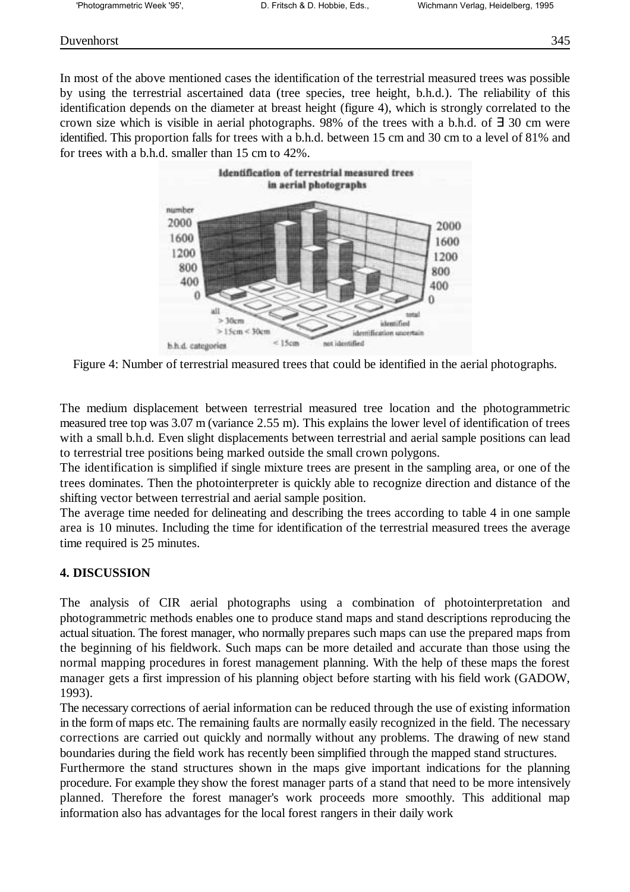In most of the above mentioned cases the identification of the terrestrial measured trees was possible by using the terrestrial ascertained data (tree species, tree height, b.h.d.). The reliability of this identification depends on the diameter at breast height (figure 4), which is strongly correlated to the crown size which is visible in aerial photographs. 98% of the trees with a b.h.d. of ∃ 30 cm were identified. This proportion falls for trees with a b.h.d. between 15 cm and 30 cm to a level of 81% and for trees with a b.h.d. smaller than 15 cm to 42%.

Figure 4: Number of terrestrial measured trees that could be identified in the aerial photographs.

The medium displacement between terrestrial measured tree location and the photogrammetric measured tree top was 3.07 m (variance 2.55 m). This explains the lower level of identification of trees with a small b.h.d. Even slight displacements between terrestrial and aerial sample positions can lead to terrestrial tree positions being marked outside the small crown polygons.

The identification is simplified if single mixture trees are present in the sampling area, or one of the trees dominates. Then the photointerpreter is quickly able to recognize direction and distance of the shifting vector between terrestrial and aerial sample position.

The average time needed for delineating and describing the trees according to table 4 in one sample area is 10 minutes. Including the time for identification of the terrestrial measured trees the average time required is 25 minutes.

## 4. DISCUSSION

The analysis of CIR aerial photographs using a combination of photointerpretation and photogrammetric methods enables one to produce stand maps and stand descriptions reproducing the actual situation. The forest manager, who normally prepares such maps can use the prepared maps from the beginning of his fieldwork. Such maps can be more detailed and accurate than those using the normal mapping procedures in forest management planning. With the help of these maps the forest manager gets a first impression of his planning object before starting with his field work (GADOW, 1993).

The necessary corrections of aerial information can be reduced through the use of existing information in the form of maps etc. The remaining faults are normally easily recognized in the field. The necessary corrections are carried out quickly and normally without any problems. The drawing of new stand boundaries during the field work has recently been simplified through the mapped stand structures.

Furthermore the stand structures shown in the maps give important indications for the planning procedure. For example they show the forest manager parts of a stand that need to be more intensively planned. Therefore the forest manager's work proceeds more smoothly. This additional map information also has advantages for the local forest rangers in their daily work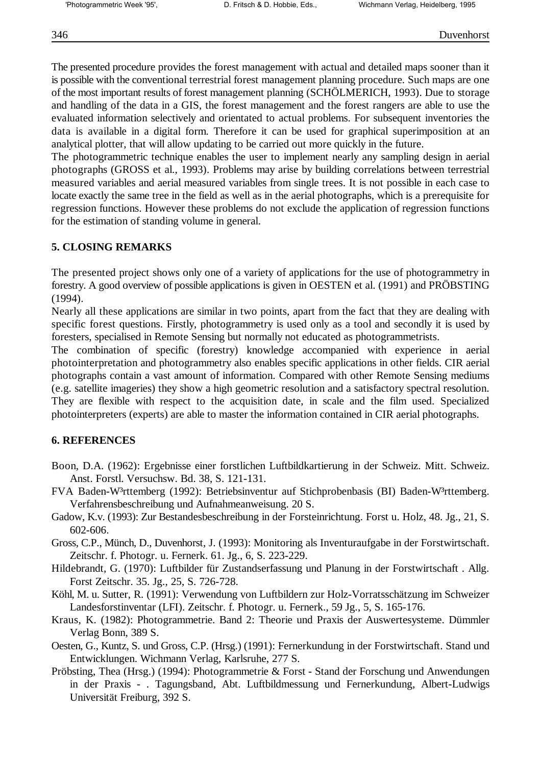The presented procedure provides the forest management with actual and detailed maps sooner than it is possible with the conventional terrestrial forest management planning procedure. Such maps are one of the most important results of forest management planning (SCHÖLMERICH, 1993). Due to storage and handling of the data in a GIS, the forest management and the forest rangers are able to use the evaluated information selectively and orientated to actual problems. For subsequent inventories the data is available in a digital form. Therefore it can be used for graphical superimposition at an analytical plotter, that will allow updating to be carried out more quickly in the future.
The photogrammetric technique enables the user to implement nearly any sampling design in aerial photographs (GROSS et al., 1993). Problems may arise by building correlations between terrestrial measured variables and aerial measured variables from single trees. It is not possible in each case to locate exactly the same tree in the field as well as in the aerial photographs, which is a prerequisite for regression functions. However these problems do not exclude the application of regression functions for the estimation of standing volume in general.

## 5. CLOSING REMARKS

The presented project shows only one of a variety of applications for the use of photogrammetry in forestry. A good overview of possible applications is given in OESTEN et al. (1991) and PRÖBSTING (1994).
Nearly all these applications are similar in two points, apart from the fact that they are dealing with specific forest questions. Firstly, photogrammetry is used only as a tool and secondly it is used by foresters, specialised in Remote Sensing but normally not educated as photogrammetrists.
The combination of specific (forestry) knowledge accompanied with experience in aerial photointerpretation and photogrammetry also enables specific applications in other fields. CIR aerial photographs contain a vast amount of information. Compared with other Remote Sensing mediums (e.g. satellite imageries) they show a high geometric resolution and a satisfactory spectral resolution. They are flexible with respect to the acquisition date, in scale and the film used. Specialized photointerpreters (experts) are able to master the information contained in CIR aerial photographs.

## 6. REFERENCES

Boon, D.A. (1962): Ergebnisse einer forstlichen Luftbildkartierung in der Schweiz. Mitt. Schweiz. Anst. Forstl. Versuchsw. Bd. 38, S. 121-131.

FVA Baden-W³rttemberg (1992): Betriebsinventur auf Stichprobenbasis (BI) Baden-W³rttemberg. Verfahrensbeschreibung und Aufnahmeanweisung. 20 S.

Gadow, K.v. (1993): Zur Bestandesbeschreibung in der Forsteinrichtung. Forst u. Holz, 48. Jg., 21, S. 602-606.

Gross, C.P., Münch, D., Duvenhorst, J. (1993): Monitoring als Inventuraufgabe in der Forstwirtschaft. Zeitschr. f. Photogr. u. Fernerk. 61. Jg., 6, S. 223-229.

Hildebrandt, G. (1970): Luftbilder für Zustandserfassung und Planung in der Forstwirtschaft . Allg. Forst Zeitschr. 35. Jg., 25, S. 726-728.

Köhl, M. u. Sutter, R. (1991): Verwendung von Luftbildern zur Holz-Vorratsschätzung im Schweizer Landesforstinventar (LFI). Zeitschr. f. Photogr. u. Fernerk., 59 Jg., 5, S. 165-176.

Kraus, K. (1982): Photogrammetrie. Band 2: Theorie und Praxis der Auswertesysteme. Dümmler Verlag Bonn, 389 S.

Oesten, G., Kuntz, S. und Gross, C.P. (Hrsg.) (1991): Fernerkundung in der Forstwirtschaft. Stand und Entwicklungen. Wichmann Verlag, Karlsruhe, 277 S.

Pröbsting, Thea (Hrsg.) (1994): Photogrammetrie & Forst - Stand der Forschung und Anwendungen in der Praxis - . Tagungsband, Abt. Luftbildmessung und Fernerkundung, Albert-Ludwigs Universität Freiburg, 392 S.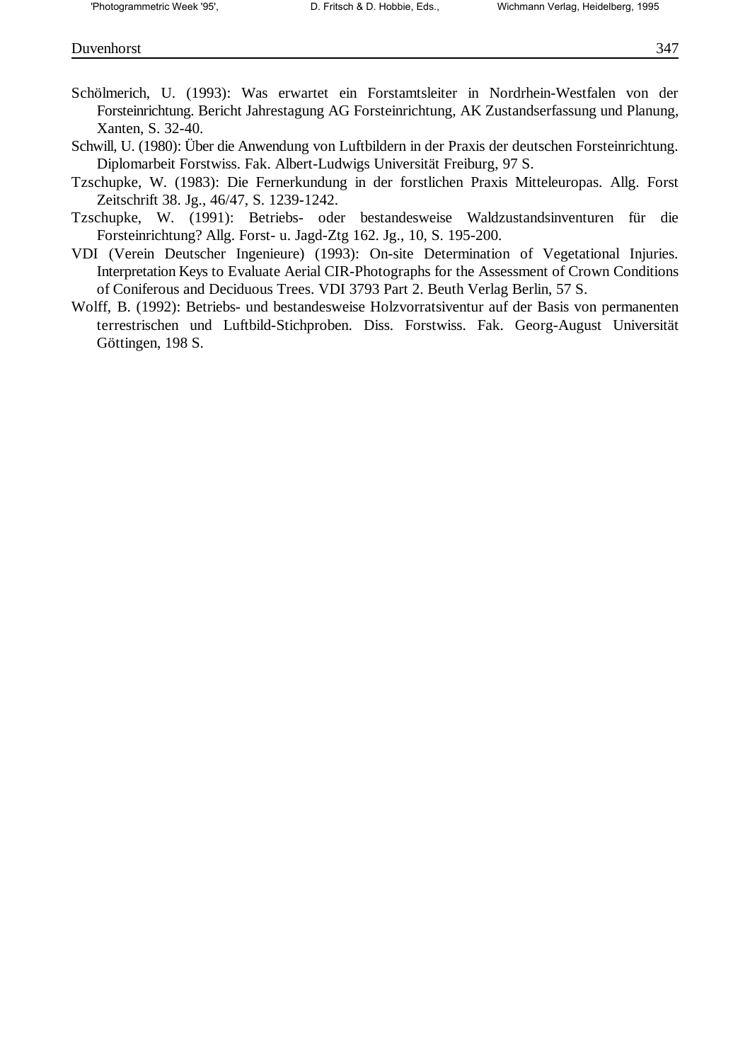Schölmerich, U. (1993): Was erwartet ein Forstamtsleiter in Nordrhein-Westfalen von der Forsteinrichtung. Bericht Jahrestagung AG Forsteinrichtung, AK Zustandserfassung und Planung, Xanten, S. 32-40.

Schwill, U. (1980): Über die Anwendung von Luftbildern in der Praxis der deutschen Forsteinrichtung. Diplomarbeit Forstwiss. Fak. Albert-Ludwigs Universität Freiburg, 97 S.

Tzschupke, W. (1983): Die Fernerkundung in der forstlichen Praxis Mitteleuropas. Allg. Forst Zeitschrift 38. Jg., 46/47, S. 1239-1242.

Tzschupke, W. (1991): Betriebs- oder bestandesweise Waldzustandsinventuren für die Forsteinrichtung? Allg. Forst- u. Jagd-Ztg 162. Jg., 10, S. 195-200.

VDI (Verein Deutscher Ingenieure) (1993): On-site Determination of Vegetational Injuries. Interpretation Keys to Evaluate Aerial CIR-Photographs for the Assessment of Crown Conditions of Coniferous and Deciduous Trees. VDI 3793 Part 2. Beuth Verlag Berlin, 57 S.

Wolff, B. (1992): Betriebs- und bestandesweise Holzvorratsiventur auf der Basis von permanenten terrestrischen und Luftbild-Stichproben. Diss. Forstwiss. Fak. Georg-August Universität Göttingen, 198 S.